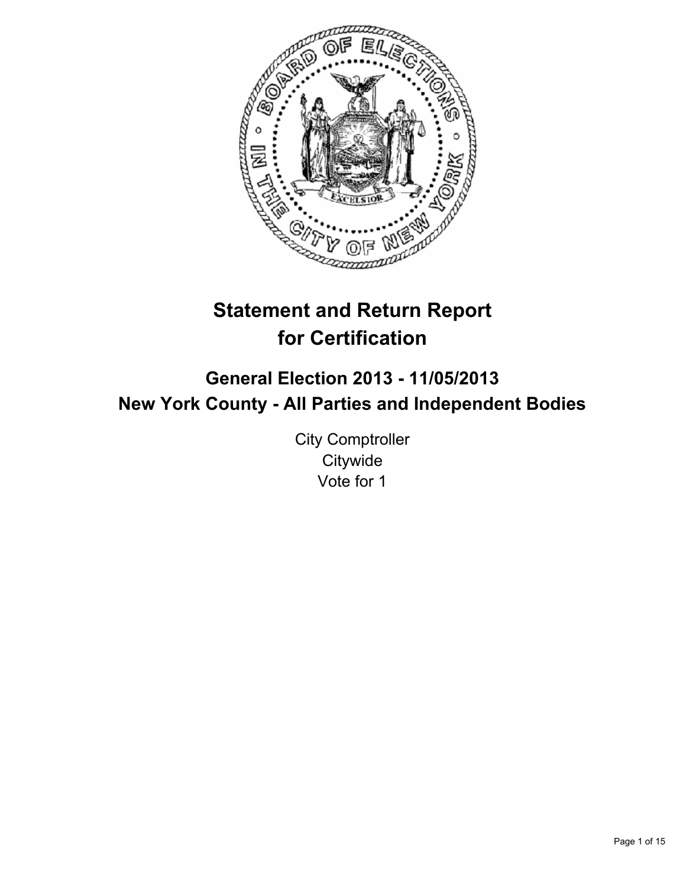# Statement and Return Report for Certification

## General Election 2013 - 11/05/2013

## New York County - All Parties and Independent Bodies

City Comptroller

Citywide

Vote for 1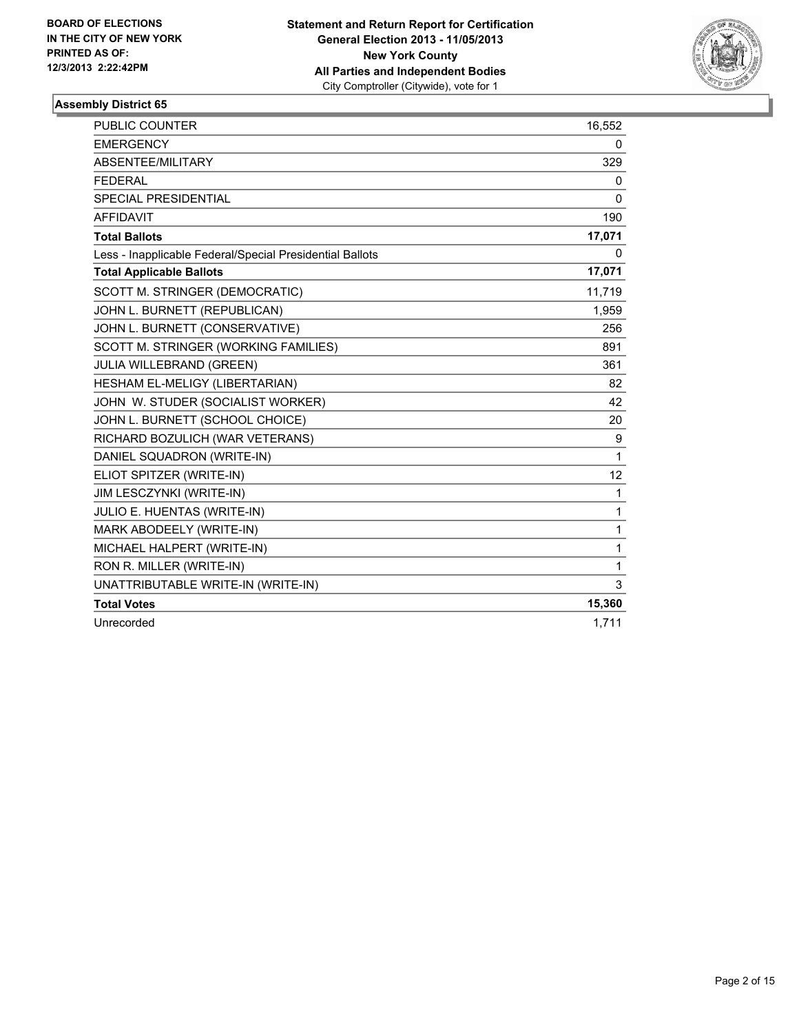**BOARD OF ELECTIONS IN THE CITY OF NEW YORK**
**PRINTED AS OF: 12/3/2013 2:22:42PM**

**Statement and Return Report for Certification**
**General Election 2013 - 11/05/2013**
**New York County**
**All Parties and Independent Bodies**
City Comptroller (Citywide), vote for 1

### Assembly District 65

| | |
|---|---|
| PUBLIC COUNTER | 16,552 |
| EMERGENCY | 0 |
| ABSENTEE/MILITARY | 329 |
| FEDERAL | 0 |
| SPECIAL PRESIDENTIAL | 0 |
| AFFIDAVIT | 190 |
| **Total Ballots** | **17,071** |
| Less - Inapplicable Federal/Special Presidential Ballots | 0 |
| **Total Applicable Ballots** | **17,071** |
| SCOTT M. STRINGER (DEMOCRATIC) | 11,719 |
| JOHN L. BURNETT (REPUBLICAN) | 1,959 |
| JOHN L. BURNETT (CONSERVATIVE) | 256 |
| SCOTT M. STRINGER (WORKING FAMILIES) | 891 |
| JULIA WILLEBRAND (GREEN) | 361 |
| HESHAM EL-MELIGY (LIBERTARIAN) | 82 |
| JOHN W. STUDER (SOCIALIST WORKER) | 42 |
| JOHN L. BURNETT (SCHOOL CHOICE) | 20 |
| RICHARD BOZULICH (WAR VETERANS) | 9 |
| DANIEL SQUADRON (WRITE-IN) | 1 |
| ELIOT SPITZER (WRITE-IN) | 12 |
| JIM LESCZYNKI (WRITE-IN) | 1 |
| JULIO E. HUENTAS (WRITE-IN) | 1 |
| MARK ABODEELY (WRITE-IN) | 1 |
| MICHAEL HALPERT (WRITE-IN) | 1 |
| RON R. MILLER (WRITE-IN) | 1 |
| UNATTRIBUTABLE WRITE-IN (WRITE-IN) | 3 |
| **Total Votes** | **15,360** |
| Unrecorded | 1,711 |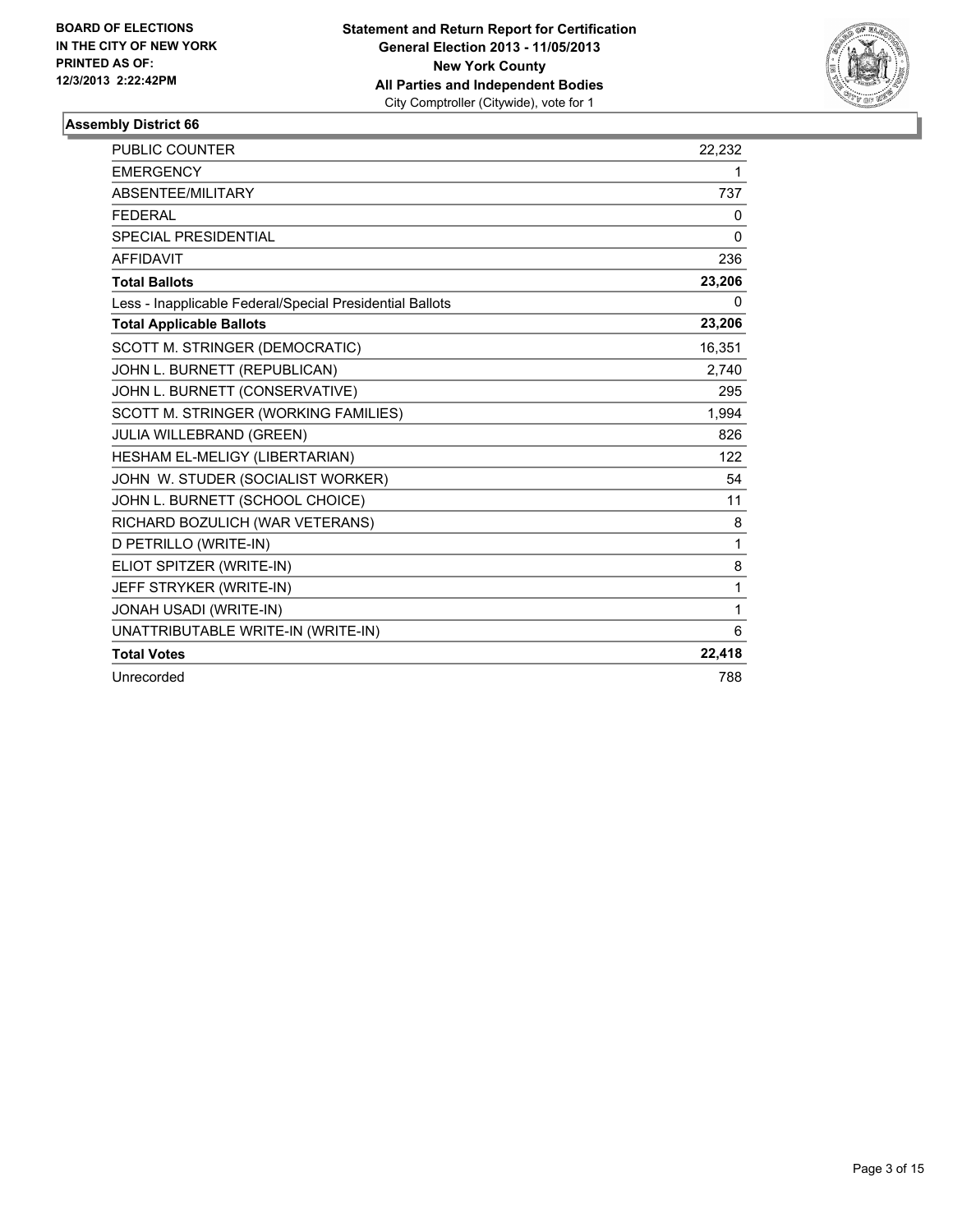**BOARD OF ELECTIONS IN THE CITY OF NEW YORK PRINTED AS OF: 12/3/2013 2:22:42PM**

**Statement and Return Report for Certification**
**General Election 2013 - 11/05/2013**
**New York County**
**All Parties and Independent Bodies**
City Comptroller (Citywide), vote for 1

## Assembly District 66

| | |
|---|---|
| PUBLIC COUNTER | 22,232 |
| EMERGENCY | 1 |
| ABSENTEE/MILITARY | 737 |
| FEDERAL | 0 |
| SPECIAL PRESIDENTIAL | 0 |
| AFFIDAVIT | 236 |
| **Total Ballots** | **23,206** |
| Less - Inapplicable Federal/Special Presidential Ballots | 0 |
| **Total Applicable Ballots** | **23,206** |
| SCOTT M. STRINGER (DEMOCRATIC) | 16,351 |
| JOHN L. BURNETT (REPUBLICAN) | 2,740 |
| JOHN L. BURNETT (CONSERVATIVE) | 295 |
| SCOTT M. STRINGER (WORKING FAMILIES) | 1,994 |
| JULIA WILLEBRAND (GREEN) | 826 |
| HESHAM EL-MELIGY (LIBERTARIAN) | 122 |
| JOHN W. STUDER (SOCIALIST WORKER) | 54 |
| JOHN L. BURNETT (SCHOOL CHOICE) | 11 |
| RICHARD BOZULICH (WAR VETERANS) | 8 |
| D PETRILLO (WRITE-IN) | 1 |
| ELIOT SPITZER (WRITE-IN) | 8 |
| JEFF STRYKER (WRITE-IN) | 1 |
| JONAH USADI (WRITE-IN) | 1 |
| UNATTRIBUTABLE WRITE-IN (WRITE-IN) | 6 |
| **Total Votes** | **22,418** |
| Unrecorded | 788 |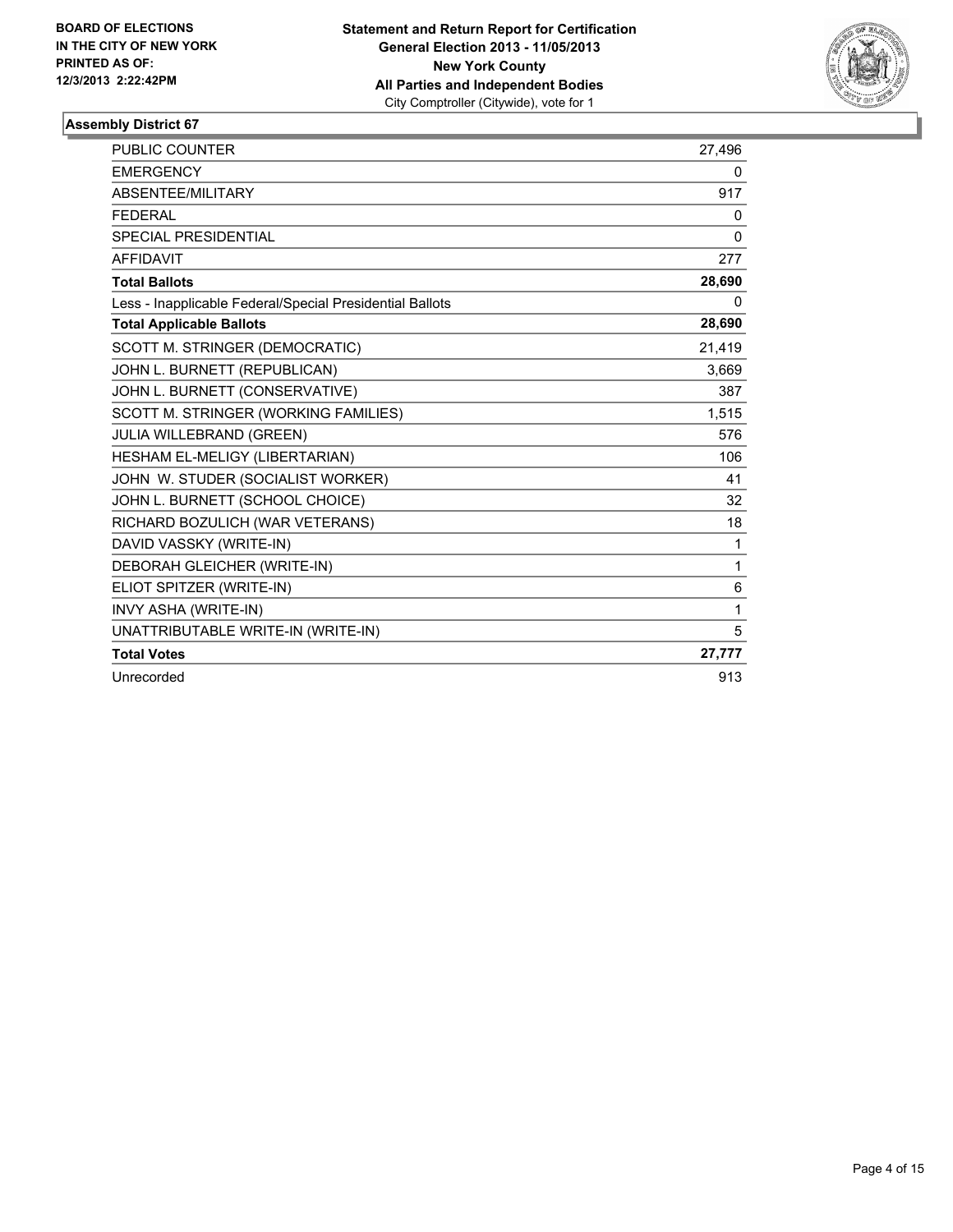**BOARD OF ELECTIONS IN THE CITY OF NEW YORK PRINTED AS OF: 12/3/2013 2:22:42PM**

**Statement and Return Report for Certification**
**General Election 2013 - 11/05/2013**
**New York County**
**All Parties and Independent Bodies**
City Comptroller (Citywide), vote for 1

### Assembly District 67

| | |
|---|---|
| PUBLIC COUNTER | 27,496 |
| EMERGENCY | 0 |
| ABSENTEE/MILITARY | 917 |
| FEDERAL | 0 |
| SPECIAL PRESIDENTIAL | 0 |
| AFFIDAVIT | 277 |
| **Total Ballots** | **28,690** |
| Less - Inapplicable Federal/Special Presidential Ballots | 0 |
| **Total Applicable Ballots** | **28,690** |
| SCOTT M. STRINGER (DEMOCRATIC) | 21,419 |
| JOHN L. BURNETT (REPUBLICAN) | 3,669 |
| JOHN L. BURNETT (CONSERVATIVE) | 387 |
| SCOTT M. STRINGER (WORKING FAMILIES) | 1,515 |
| JULIA WILLEBRAND (GREEN) | 576 |
| HESHAM EL-MELIGY (LIBERTARIAN) | 106 |
| JOHN W. STUDER (SOCIALIST WORKER) | 41 |
| JOHN L. BURNETT (SCHOOL CHOICE) | 32 |
| RICHARD BOZULICH (WAR VETERANS) | 18 |
| DAVID VASSKY (WRITE-IN) | 1 |
| DEBORAH GLEICHER (WRITE-IN) | 1 |
| ELIOT SPITZER (WRITE-IN) | 6 |
| INVY ASHA (WRITE-IN) | 1 |
| UNATTRIBUTABLE WRITE-IN (WRITE-IN) | 5 |
| **Total Votes** | **27,777** |
| Unrecorded | 913 |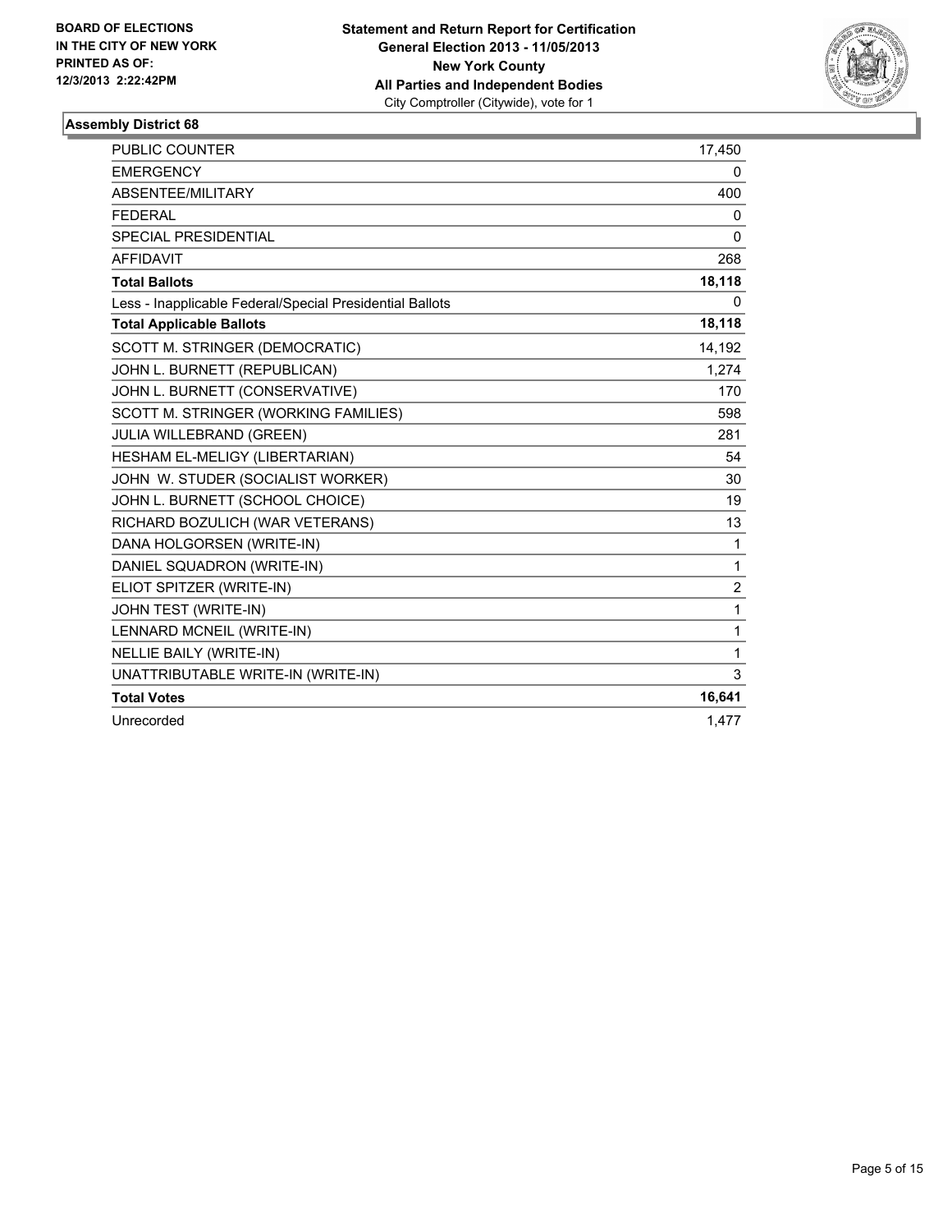**BOARD OF ELECTIONS IN THE CITY OF NEW YORK PRINTED AS OF: 12/3/2013 2:22:42PM**

**Statement and Return Report for Certification General Election 2013 - 11/05/2013 New York County All Parties and Independent Bodies**
City Comptroller (Citywide), vote for 1

### Assembly District 68

| | |
|---|---|
| PUBLIC COUNTER | 17,450 |
| EMERGENCY | 0 |
| ABSENTEE/MILITARY | 400 |
| FEDERAL | 0 |
| SPECIAL PRESIDENTIAL | 0 |
| AFFIDAVIT | 268 |
| **Total Ballots** | **18,118** |
| Less - Inapplicable Federal/Special Presidential Ballots | 0 |
| **Total Applicable Ballots** | **18,118** |
| SCOTT M. STRINGER (DEMOCRATIC) | 14,192 |
| JOHN L. BURNETT (REPUBLICAN) | 1,274 |
| JOHN L. BURNETT (CONSERVATIVE) | 170 |
| SCOTT M. STRINGER (WORKING FAMILIES) | 598 |
| JULIA WILLEBRAND (GREEN) | 281 |
| HESHAM EL-MELIGY (LIBERTARIAN) | 54 |
| JOHN W. STUDER (SOCIALIST WORKER) | 30 |
| JOHN L. BURNETT (SCHOOL CHOICE) | 19 |
| RICHARD BOZULICH (WAR VETERANS) | 13 |
| DANA HOLGORSEN (WRITE-IN) | 1 |
| DANIEL SQUADRON (WRITE-IN) | 1 |
| ELIOT SPITZER (WRITE-IN) | 2 |
| JOHN TEST (WRITE-IN) | 1 |
| LENNARD MCNEIL (WRITE-IN) | 1 |
| NELLIE BAILY (WRITE-IN) | 1 |
| UNATTRIBUTABLE WRITE-IN (WRITE-IN) | 3 |
| **Total Votes** | **16,641** |
| Unrecorded | 1,477 |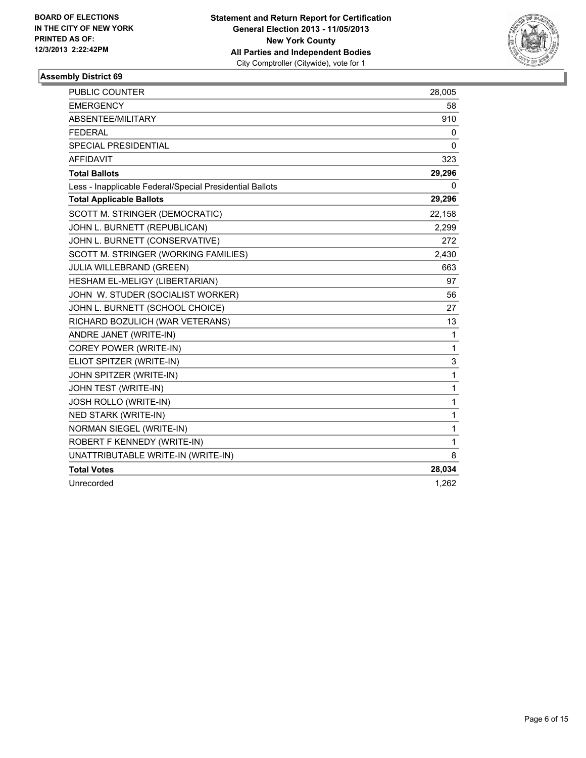**BOARD OF ELECTIONS IN THE CITY OF NEW YORK PRINTED AS OF: 12/3/2013 2:22:42PM**

**Statement and Return Report for Certification General Election 2013 - 11/05/2013 New York County All Parties and Independent Bodies**
City Comptroller (Citywide), vote for 1

### Assembly District 69

| | |
|---|---|
| PUBLIC COUNTER | 28,005 |
| EMERGENCY | 58 |
| ABSENTEE/MILITARY | 910 |
| FEDERAL | 0 |
| SPECIAL PRESIDENTIAL | 0 |
| AFFIDAVIT | 323 |
| **Total Ballots** | **29,296** |
| Less - Inapplicable Federal/Special Presidential Ballots | 0 |
| **Total Applicable Ballots** | **29,296** |
| SCOTT M. STRINGER (DEMOCRATIC) | 22,158 |
| JOHN L. BURNETT (REPUBLICAN) | 2,299 |
| JOHN L. BURNETT (CONSERVATIVE) | 272 |
| SCOTT M. STRINGER (WORKING FAMILIES) | 2,430 |
| JULIA WILLEBRAND (GREEN) | 663 |
| HESHAM EL-MELIGY (LIBERTARIAN) | 97 |
| JOHN W. STUDER (SOCIALIST WORKER) | 56 |
| JOHN L. BURNETT (SCHOOL CHOICE) | 27 |
| RICHARD BOZULICH (WAR VETERANS) | 13 |
| ANDRE JANET (WRITE-IN) | 1 |
| COREY POWER (WRITE-IN) | 1 |
| ELIOT SPITZER (WRITE-IN) | 3 |
| JOHN SPITZER (WRITE-IN) | 1 |
| JOHN TEST (WRITE-IN) | 1 |
| JOSH ROLLO (WRITE-IN) | 1 |
| NED STARK (WRITE-IN) | 1 |
| NORMAN SIEGEL (WRITE-IN) | 1 |
| ROBERT F KENNEDY (WRITE-IN) | 1 |
| UNATTRIBUTABLE WRITE-IN (WRITE-IN) | 8 |
| **Total Votes** | **28,034** |
| Unrecorded | 1,262 |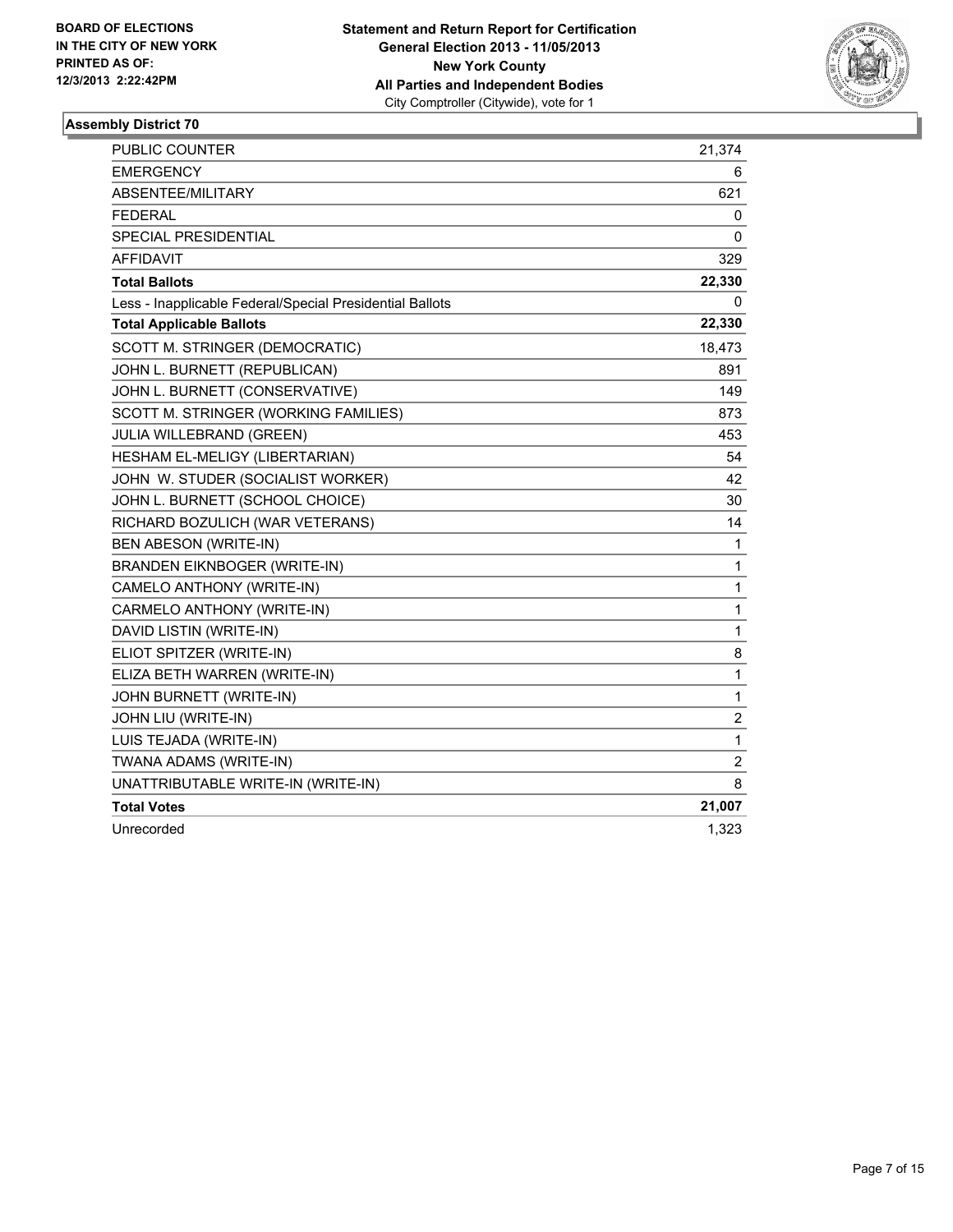**BOARD OF ELECTIONS IN THE CITY OF NEW YORK PRINTED AS OF: 12/3/2013 2:22:42PM**

**Statement and Return Report for Certification General Election 2013 - 11/05/2013 New York County All Parties and Independent Bodies**
City Comptroller (Citywide), vote for 1

### Assembly District 70

| | |
|---|---|
| PUBLIC COUNTER | 21,374 |
| EMERGENCY | 6 |
| ABSENTEE/MILITARY | 621 |
| FEDERAL | 0 |
| SPECIAL PRESIDENTIAL | 0 |
| AFFIDAVIT | 329 |
| **Total Ballots** | **22,330** |
| Less - Inapplicable Federal/Special Presidential Ballots | 0 |
| **Total Applicable Ballots** | **22,330** |
| SCOTT M. STRINGER (DEMOCRATIC) | 18,473 |
| JOHN L. BURNETT (REPUBLICAN) | 891 |
| JOHN L. BURNETT (CONSERVATIVE) | 149 |
| SCOTT M. STRINGER (WORKING FAMILIES) | 873 |
| JULIA WILLEBRAND (GREEN) | 453 |
| HESHAM EL-MELIGY (LIBERTARIAN) | 54 |
| JOHN W. STUDER (SOCIALIST WORKER) | 42 |
| JOHN L. BURNETT (SCHOOL CHOICE) | 30 |
| RICHARD BOZULICH (WAR VETERANS) | 14 |
| BEN ABESON (WRITE-IN) | 1 |
| BRANDEN EIKNBOGER (WRITE-IN) | 1 |
| CAMELO ANTHONY (WRITE-IN) | 1 |
| CARMELO ANTHONY (WRITE-IN) | 1 |
| DAVID LISTIN (WRITE-IN) | 1 |
| ELIOT SPITZER (WRITE-IN) | 8 |
| ELIZA BETH WARREN (WRITE-IN) | 1 |
| JOHN BURNETT (WRITE-IN) | 1 |
| JOHN LIU (WRITE-IN) | 2 |
| LUIS TEJADA (WRITE-IN) | 1 |
| TWANA ADAMS (WRITE-IN) | 2 |
| UNATTRIBUTABLE WRITE-IN (WRITE-IN) | 8 |
| **Total Votes** | **21,007** |
| Unrecorded | 1,323 |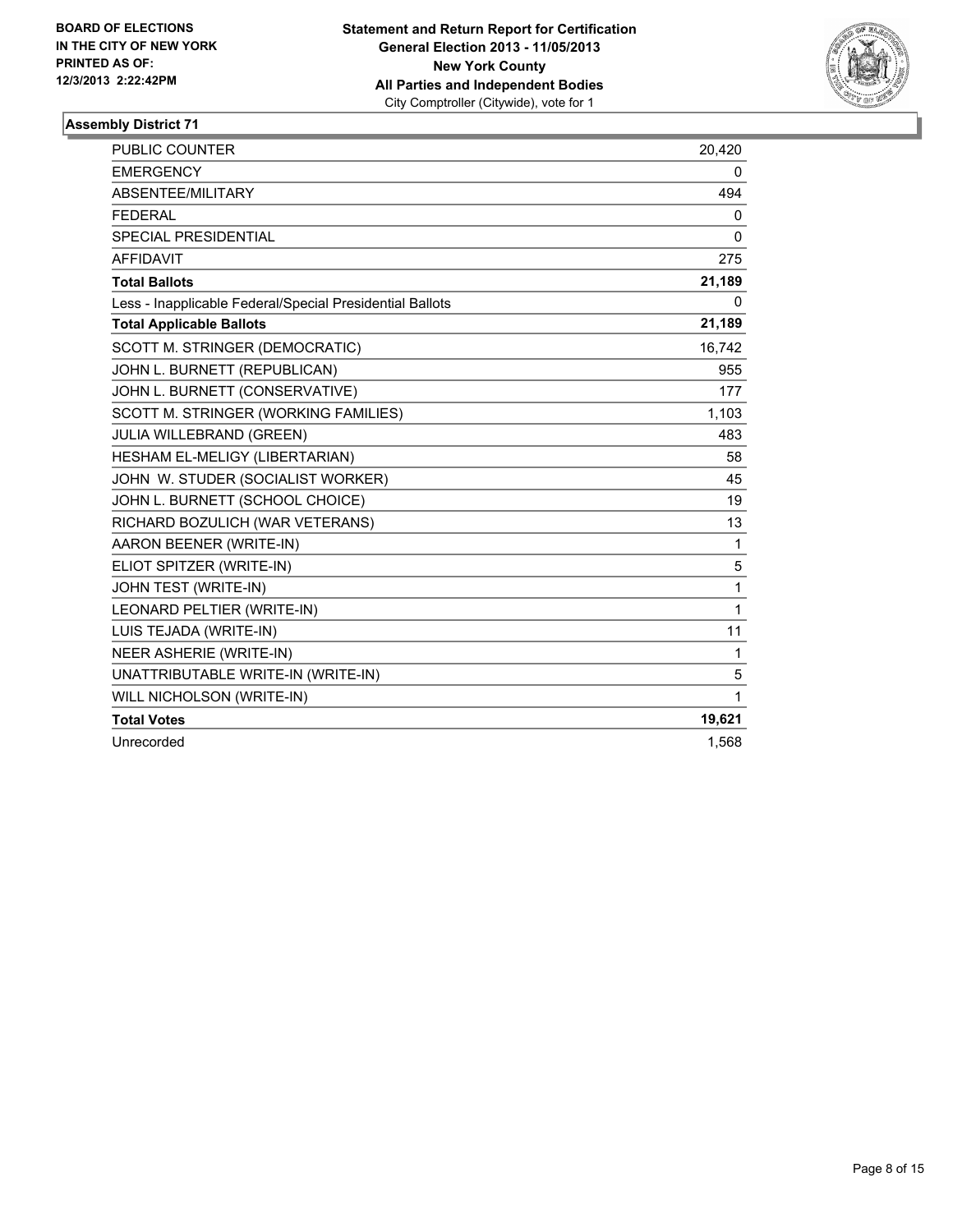**BOARD OF ELECTIONS IN THE CITY OF NEW YORK PRINTED AS OF: 12/3/2013 2:22:42PM**

**Statement and Return Report for Certification General Election 2013 - 11/05/2013 New York County All Parties and Independent Bodies**
City Comptroller (Citywide), vote for 1

### Assembly District 71

| | |
|---|---|
| PUBLIC COUNTER | 20,420 |
| EMERGENCY | 0 |
| ABSENTEE/MILITARY | 494 |
| FEDERAL | 0 |
| SPECIAL PRESIDENTIAL | 0 |
| AFFIDAVIT | 275 |
| **Total Ballots** | **21,189** |
| Less - Inapplicable Federal/Special Presidential Ballots | 0 |
| **Total Applicable Ballots** | **21,189** |
| SCOTT M. STRINGER (DEMOCRATIC) | 16,742 |
| JOHN L. BURNETT (REPUBLICAN) | 955 |
| JOHN L. BURNETT (CONSERVATIVE) | 177 |
| SCOTT M. STRINGER (WORKING FAMILIES) | 1,103 |
| JULIA WILLEBRAND (GREEN) | 483 |
| HESHAM EL-MELIGY (LIBERTARIAN) | 58 |
| JOHN W. STUDER (SOCIALIST WORKER) | 45 |
| JOHN L. BURNETT (SCHOOL CHOICE) | 19 |
| RICHARD BOZULICH (WAR VETERANS) | 13 |
| AARON BEENER (WRITE-IN) | 1 |
| ELIOT SPITZER (WRITE-IN) | 5 |
| JOHN TEST (WRITE-IN) | 1 |
| LEONARD PELTIER (WRITE-IN) | 1 |
| LUIS TEJADA (WRITE-IN) | 11 |
| NEER ASHERIE (WRITE-IN) | 1 |
| UNATTRIBUTABLE WRITE-IN (WRITE-IN) | 5 |
| WILL NICHOLSON (WRITE-IN) | 1 |
| **Total Votes** | **19,621** |
| Unrecorded | 1,568 |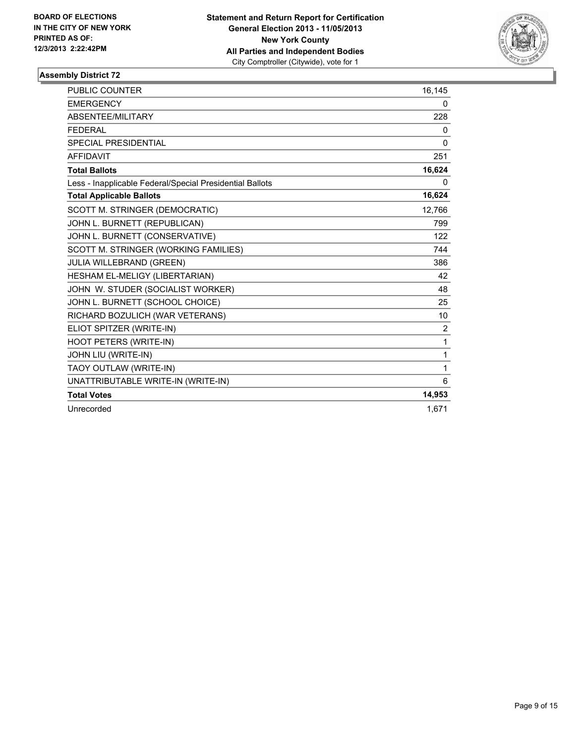**BOARD OF ELECTIONS IN THE CITY OF NEW YORK**
**PRINTED AS OF: 12/3/2013 2:22:42PM**

**Statement and Return Report for Certification**
**General Election 2013 - 11/05/2013**
**New York County**
**All Parties and Independent Bodies**
City Comptroller (Citywide), vote for 1

### Assembly District 72

| | |
|---|---|
| PUBLIC COUNTER | 16,145 |
| EMERGENCY | 0 |
| ABSENTEE/MILITARY | 228 |
| FEDERAL | 0 |
| SPECIAL PRESIDENTIAL | 0 |
| AFFIDAVIT | 251 |
| **Total Ballots** | **16,624** |
| Less - Inapplicable Federal/Special Presidential Ballots | 0 |
| **Total Applicable Ballots** | **16,624** |
| SCOTT M. STRINGER (DEMOCRATIC) | 12,766 |
| JOHN L. BURNETT (REPUBLICAN) | 799 |
| JOHN L. BURNETT (CONSERVATIVE) | 122 |
| SCOTT M. STRINGER (WORKING FAMILIES) | 744 |
| JULIA WILLEBRAND (GREEN) | 386 |
| HESHAM EL-MELIGY (LIBERTARIAN) | 42 |
| JOHN W. STUDER (SOCIALIST WORKER) | 48 |
| JOHN L. BURNETT (SCHOOL CHOICE) | 25 |
| RICHARD BOZULICH (WAR VETERANS) | 10 |
| ELIOT SPITZER (WRITE-IN) | 2 |
| HOOT PETERS (WRITE-IN) | 1 |
| JOHN LIU (WRITE-IN) | 1 |
| TAOY OUTLAW (WRITE-IN) | 1 |
| UNATTRIBUTABLE WRITE-IN (WRITE-IN) | 6 |
| **Total Votes** | **14,953** |
| Unrecorded | 1,671 |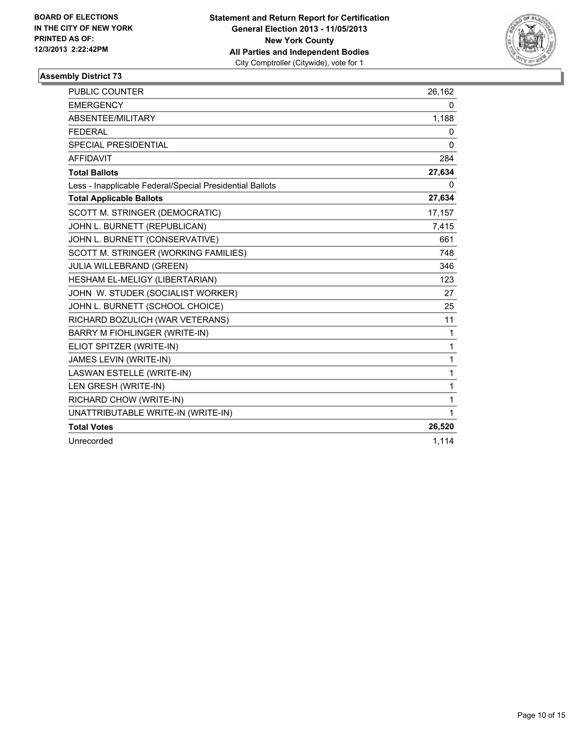**BOARD OF ELECTIONS**
**IN THE CITY OF NEW YORK**
**PRINTED AS OF:**
**12/3/2013 2:22:42PM**

**Statement and Return Report for Certification**
**General Election 2013 - 11/05/2013**
**New York County**
**All Parties and Independent Bodies**
City Comptroller (Citywide), vote for 1

## Assembly District 73

| | |
|---|---|
| PUBLIC COUNTER | 26,162 |
| EMERGENCY | 0 |
| ABSENTEE/MILITARY | 1,188 |
| FEDERAL | 0 |
| SPECIAL PRESIDENTIAL | 0 |
| AFFIDAVIT | 284 |
| **Total Ballots** | **27,634** |
| Less - Inapplicable Federal/Special Presidential Ballots | 0 |
| **Total Applicable Ballots** | **27,634** |
| SCOTT M. STRINGER (DEMOCRATIC) | 17,157 |
| JOHN L. BURNETT (REPUBLICAN) | 7,415 |
| JOHN L. BURNETT (CONSERVATIVE) | 661 |
| SCOTT M. STRINGER (WORKING FAMILIES) | 748 |
| JULIA WILLEBRAND (GREEN) | 346 |
| HESHAM EL-MELIGY (LIBERTARIAN) | 123 |
| JOHN W. STUDER (SOCIALIST WORKER) | 27 |
| JOHN L. BURNETT (SCHOOL CHOICE) | 25 |
| RICHARD BOZULICH (WAR VETERANS) | 11 |
| BARRY M FIOHLINGER (WRITE-IN) | 1 |
| ELIOT SPITZER (WRITE-IN) | 1 |
| JAMES LEVIN (WRITE-IN) | 1 |
| LASWAN ESTELLE (WRITE-IN) | 1 |
| LEN GRESH (WRITE-IN) | 1 |
| RICHARD CHOW (WRITE-IN) | 1 |
| UNATTRIBUTABLE WRITE-IN (WRITE-IN) | 1 |
| **Total Votes** | **26,520** |
| Unrecorded | 1,114 |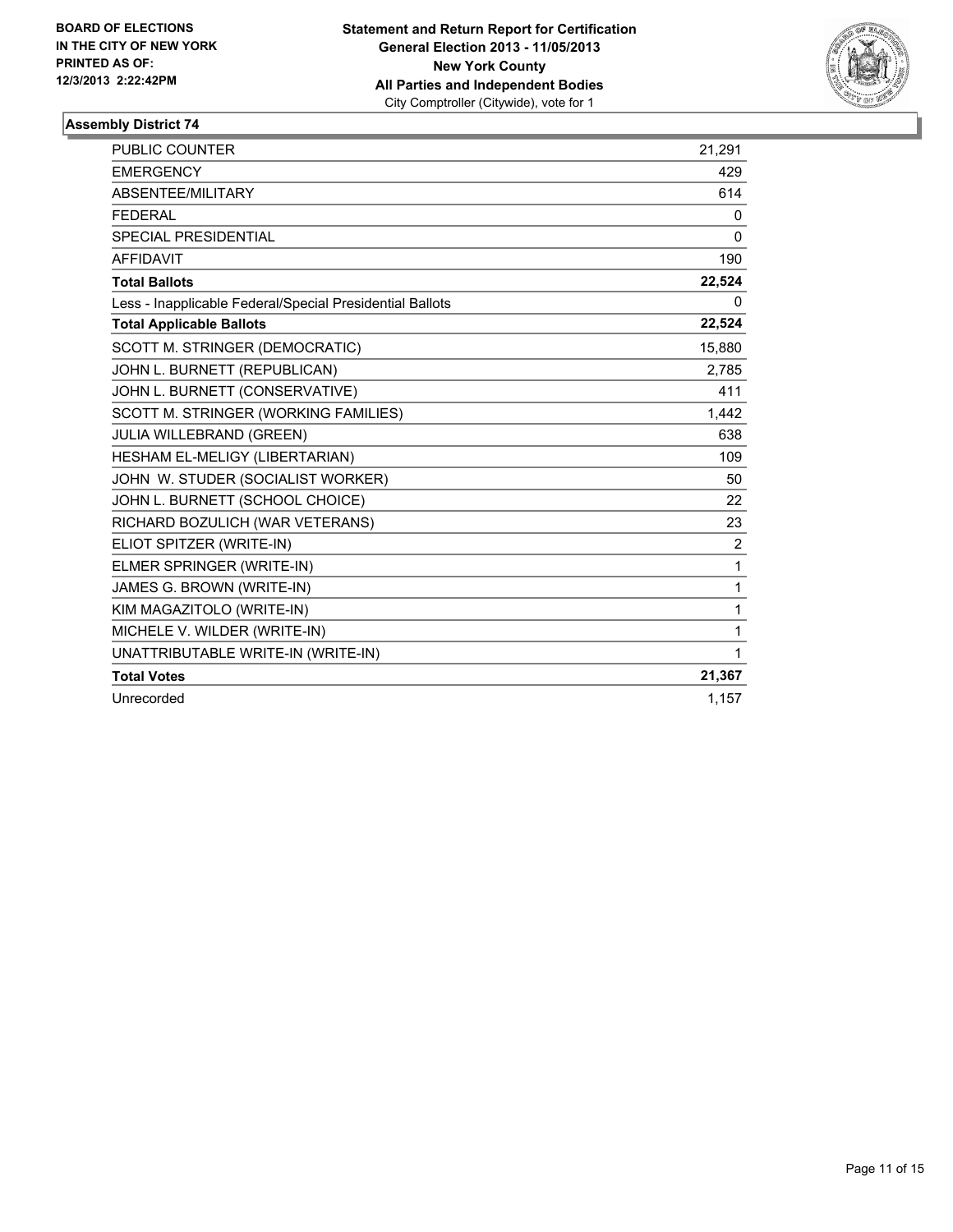**BOARD OF ELECTIONS IN THE CITY OF NEW YORK PRINTED AS OF: 12/3/2013 2:22:42PM**

**Statement and Return Report for Certification**
**General Election 2013 - 11/05/2013**
**New York County**
**All Parties and Independent Bodies**
City Comptroller (Citywide), vote for 1

### Assembly District 74

| | |
|---|---|
| PUBLIC COUNTER | 21,291 |
| EMERGENCY | 429 |
| ABSENTEE/MILITARY | 614 |
| FEDERAL | 0 |
| SPECIAL PRESIDENTIAL | 0 |
| AFFIDAVIT | 190 |
| **Total Ballots** | **22,524** |
| Less - Inapplicable Federal/Special Presidential Ballots | 0 |
| **Total Applicable Ballots** | **22,524** |
| SCOTT M. STRINGER (DEMOCRATIC) | 15,880 |
| JOHN L. BURNETT (REPUBLICAN) | 2,785 |
| JOHN L. BURNETT (CONSERVATIVE) | 411 |
| SCOTT M. STRINGER (WORKING FAMILIES) | 1,442 |
| JULIA WILLEBRAND (GREEN) | 638 |
| HESHAM EL-MELIGY (LIBERTARIAN) | 109 |
| JOHN W. STUDER (SOCIALIST WORKER) | 50 |
| JOHN L. BURNETT (SCHOOL CHOICE) | 22 |
| RICHARD BOZULICH (WAR VETERANS) | 23 |
| ELIOT SPITZER (WRITE-IN) | 2 |
| ELMER SPRINGER (WRITE-IN) | 1 |
| JAMES G. BROWN (WRITE-IN) | 1 |
| KIM MAGAZITOLO (WRITE-IN) | 1 |
| MICHELE V. WILDER (WRITE-IN) | 1 |
| UNATTRIBUTABLE WRITE-IN (WRITE-IN) | 1 |
| **Total Votes** | **21,367** |
| Unrecorded | 1,157 |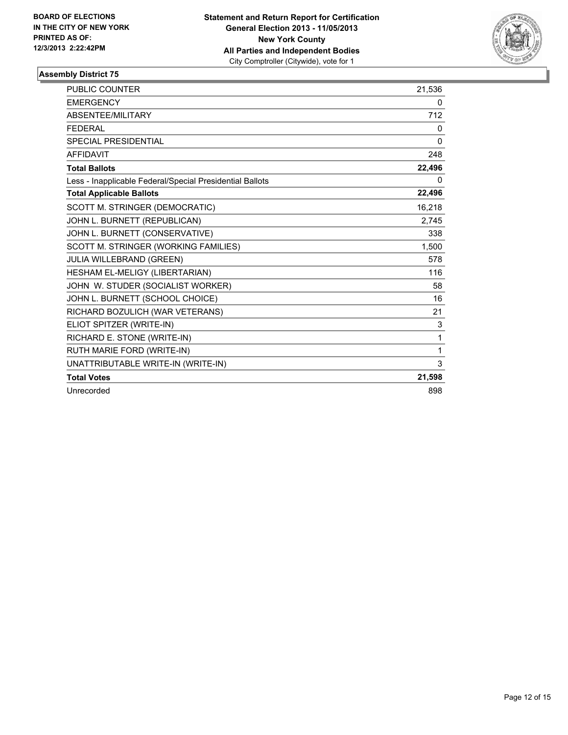**BOARD OF ELECTIONS IN THE CITY OF NEW YORK PRINTED AS OF: 12/3/2013 2:22:42PM**

**Statement and Return Report for Certification**
**General Election 2013 - 11/05/2013**
**New York County**
**All Parties and Independent Bodies**
City Comptroller (Citywide), vote for 1

## Assembly District 75

| | |
|---|---|
| PUBLIC COUNTER | 21,536 |
| EMERGENCY | 0 |
| ABSENTEE/MILITARY | 712 |
| FEDERAL | 0 |
| SPECIAL PRESIDENTIAL | 0 |
| AFFIDAVIT | 248 |
| **Total Ballots** | **22,496** |
| Less - Inapplicable Federal/Special Presidential Ballots | 0 |
| **Total Applicable Ballots** | **22,496** |
| SCOTT M. STRINGER (DEMOCRATIC) | 16,218 |
| JOHN L. BURNETT (REPUBLICAN) | 2,745 |
| JOHN L. BURNETT (CONSERVATIVE) | 338 |
| SCOTT M. STRINGER (WORKING FAMILIES) | 1,500 |
| JULIA WILLEBRAND (GREEN) | 578 |
| HESHAM EL-MELIGY (LIBERTARIAN) | 116 |
| JOHN W. STUDER (SOCIALIST WORKER) | 58 |
| JOHN L. BURNETT (SCHOOL CHOICE) | 16 |
| RICHARD BOZULICH (WAR VETERANS) | 21 |
| ELIOT SPITZER (WRITE-IN) | 3 |
| RICHARD E. STONE (WRITE-IN) | 1 |
| RUTH MARIE FORD (WRITE-IN) | 1 |
| UNATTRIBUTABLE WRITE-IN (WRITE-IN) | 3 |
| **Total Votes** | **21,598** |
| Unrecorded | 898 |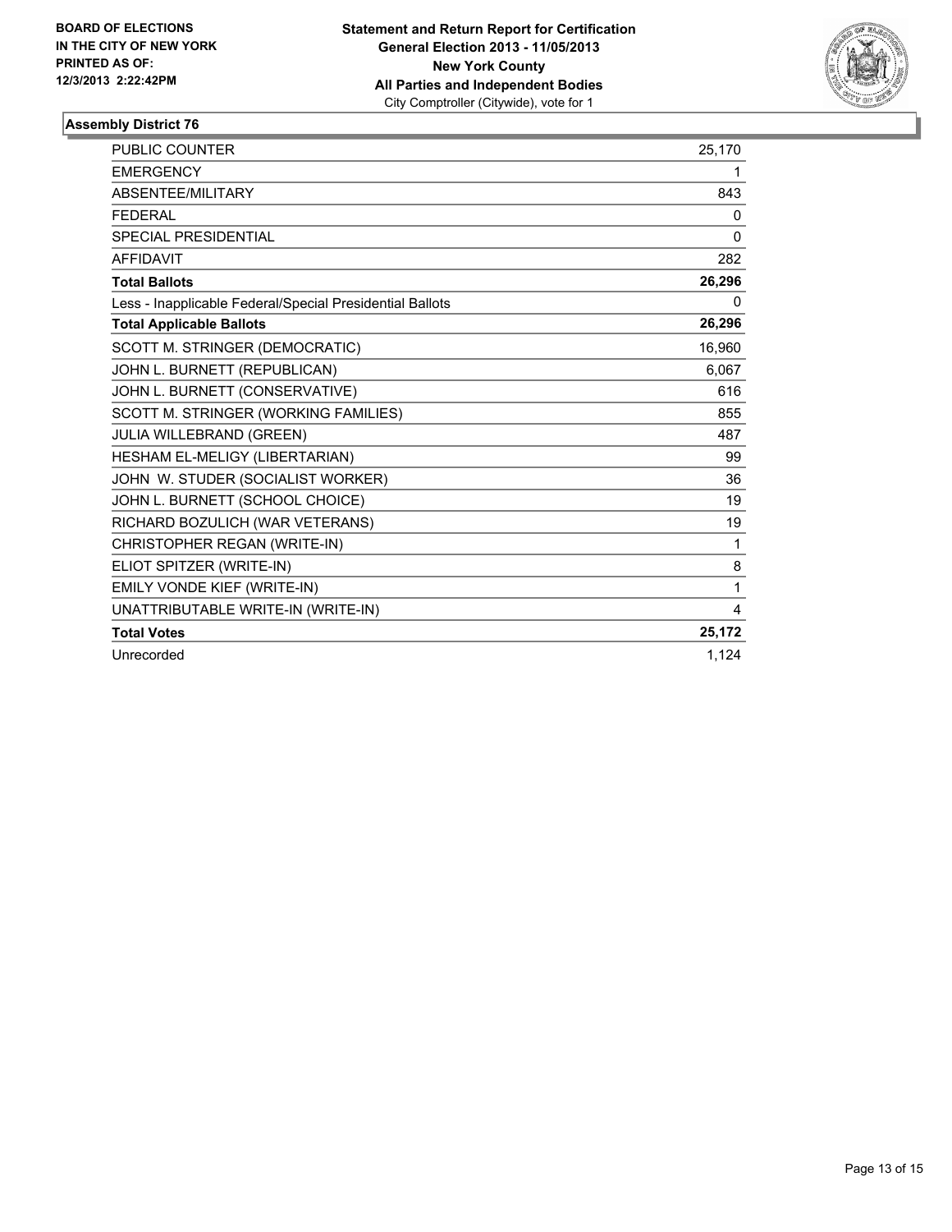**BOARD OF ELECTIONS IN THE CITY OF NEW YORK PRINTED AS OF: 12/3/2013 2:22:42PM**

**Statement and Return Report for Certification**
**General Election 2013 - 11/05/2013**
**New York County**
**All Parties and Independent Bodies**
City Comptroller (Citywide), vote for 1

### Assembly District 76

| | |
|---|---|
| PUBLIC COUNTER | 25,170 |
| EMERGENCY | 1 |
| ABSENTEE/MILITARY | 843 |
| FEDERAL | 0 |
| SPECIAL PRESIDENTIAL | 0 |
| AFFIDAVIT | 282 |
| **Total Ballots** | **26,296** |
| Less - Inapplicable Federal/Special Presidential Ballots | 0 |
| **Total Applicable Ballots** | **26,296** |
| SCOTT M. STRINGER (DEMOCRATIC) | 16,960 |
| JOHN L. BURNETT (REPUBLICAN) | 6,067 |
| JOHN L. BURNETT (CONSERVATIVE) | 616 |
| SCOTT M. STRINGER (WORKING FAMILIES) | 855 |
| JULIA WILLEBRAND (GREEN) | 487 |
| HESHAM EL-MELIGY (LIBERTARIAN) | 99 |
| JOHN W. STUDER (SOCIALIST WORKER) | 36 |
| JOHN L. BURNETT (SCHOOL CHOICE) | 19 |
| RICHARD BOZULICH (WAR VETERANS) | 19 |
| CHRISTOPHER REGAN (WRITE-IN) | 1 |
| ELIOT SPITZER (WRITE-IN) | 8 |
| EMILY VONDE KIEF (WRITE-IN) | 1 |
| UNATTRIBUTABLE WRITE-IN (WRITE-IN) | 4 |
| **Total Votes** | **25,172** |
| Unrecorded | 1,124 |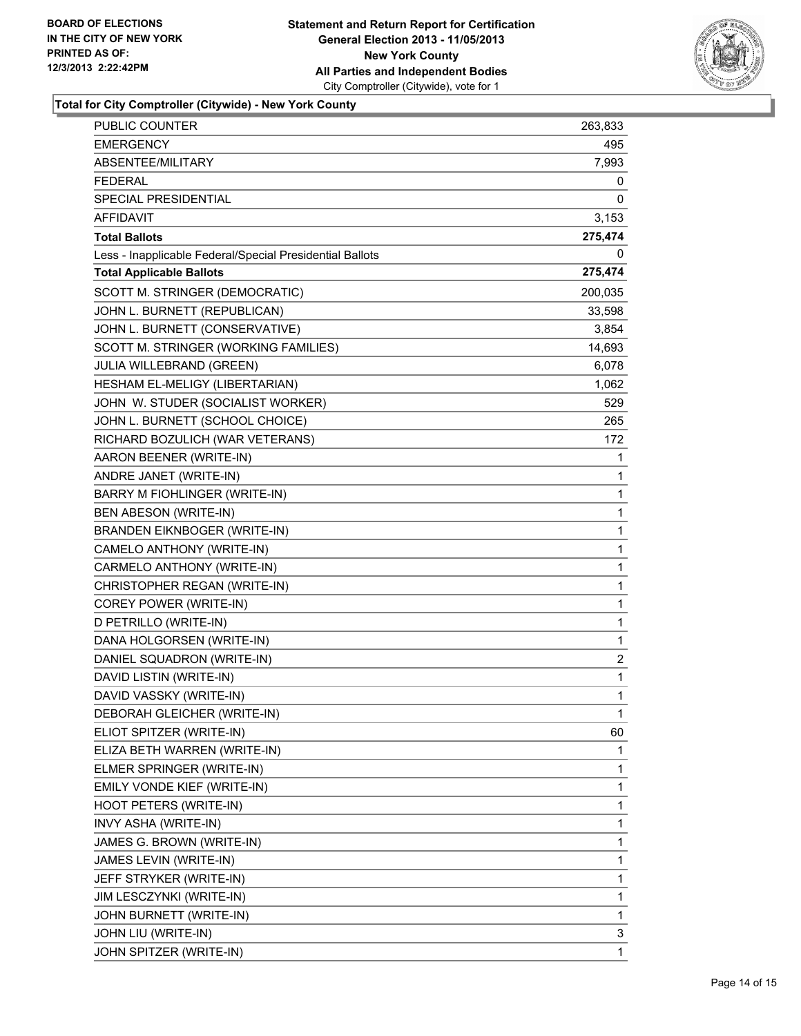**BOARD OF ELECTIONS IN THE CITY OF NEW YORK PRINTED AS OF: 12/3/2013 2:22:42PM**

**Statement and Return Report for Certification General Election 2013 - 11/05/2013 New York County All Parties and Independent Bodies**
City Comptroller (Citywide), vote for 1

**Total for City Comptroller (Citywide) - New York County**

| | |
|---|---|
| PUBLIC COUNTER | 263,833 |
| EMERGENCY | 495 |
| ABSENTEE/MILITARY | 7,993 |
| FEDERAL | 0 |
| SPECIAL PRESIDENTIAL | 0 |
| AFFIDAVIT | 3,153 |
| **Total Ballots** | **275,474** |
| Less - Inapplicable Federal/Special Presidential Ballots | 0 |
| **Total Applicable Ballots** | **275,474** |
| SCOTT M. STRINGER (DEMOCRATIC) | 200,035 |
| JOHN L. BURNETT (REPUBLICAN) | 33,598 |
| JOHN L. BURNETT (CONSERVATIVE) | 3,854 |
| SCOTT M. STRINGER (WORKING FAMILIES) | 14,693 |
| JULIA WILLEBRAND (GREEN) | 6,078 |
| HESHAM EL-MELIGY (LIBERTARIAN) | 1,062 |
| JOHN W. STUDER (SOCIALIST WORKER) | 529 |
| JOHN L. BURNETT (SCHOOL CHOICE) | 265 |
| RICHARD BOZULICH (WAR VETERANS) | 172 |
| AARON BEENER (WRITE-IN) | 1 |
| ANDRE JANET (WRITE-IN) | 1 |
| BARRY M FIOHLINGER (WRITE-IN) | 1 |
| BEN ABESON (WRITE-IN) | 1 |
| BRANDEN EIKNBOGER (WRITE-IN) | 1 |
| CAMELO ANTHONY (WRITE-IN) | 1 |
| CARMELO ANTHONY (WRITE-IN) | 1 |
| CHRISTOPHER REGAN (WRITE-IN) | 1 |
| COREY POWER (WRITE-IN) | 1 |
| D PETRILLO (WRITE-IN) | 1 |
| DANA HOLGORSEN (WRITE-IN) | 1 |
| DANIEL SQUADRON (WRITE-IN) | 2 |
| DAVID LISTIN (WRITE-IN) | 1 |
| DAVID VASSKY (WRITE-IN) | 1 |
| DEBORAH GLEICHER (WRITE-IN) | 1 |
| ELIOT SPITZER (WRITE-IN) | 60 |
| ELIZA BETH WARREN (WRITE-IN) | 1 |
| ELMER SPRINGER (WRITE-IN) | 1 |
| EMILY VONDE KIEF (WRITE-IN) | 1 |
| HOOT PETERS (WRITE-IN) | 1 |
| INVY ASHA (WRITE-IN) | 1 |
| JAMES G. BROWN (WRITE-IN) | 1 |
| JAMES LEVIN (WRITE-IN) | 1 |
| JEFF STRYKER (WRITE-IN) | 1 |
| JIM LESCZYNKI (WRITE-IN) | 1 |
| JOHN BURNETT (WRITE-IN) | 1 |
| JOHN LIU (WRITE-IN) | 3 |
| JOHN SPITZER (WRITE-IN) | 1 |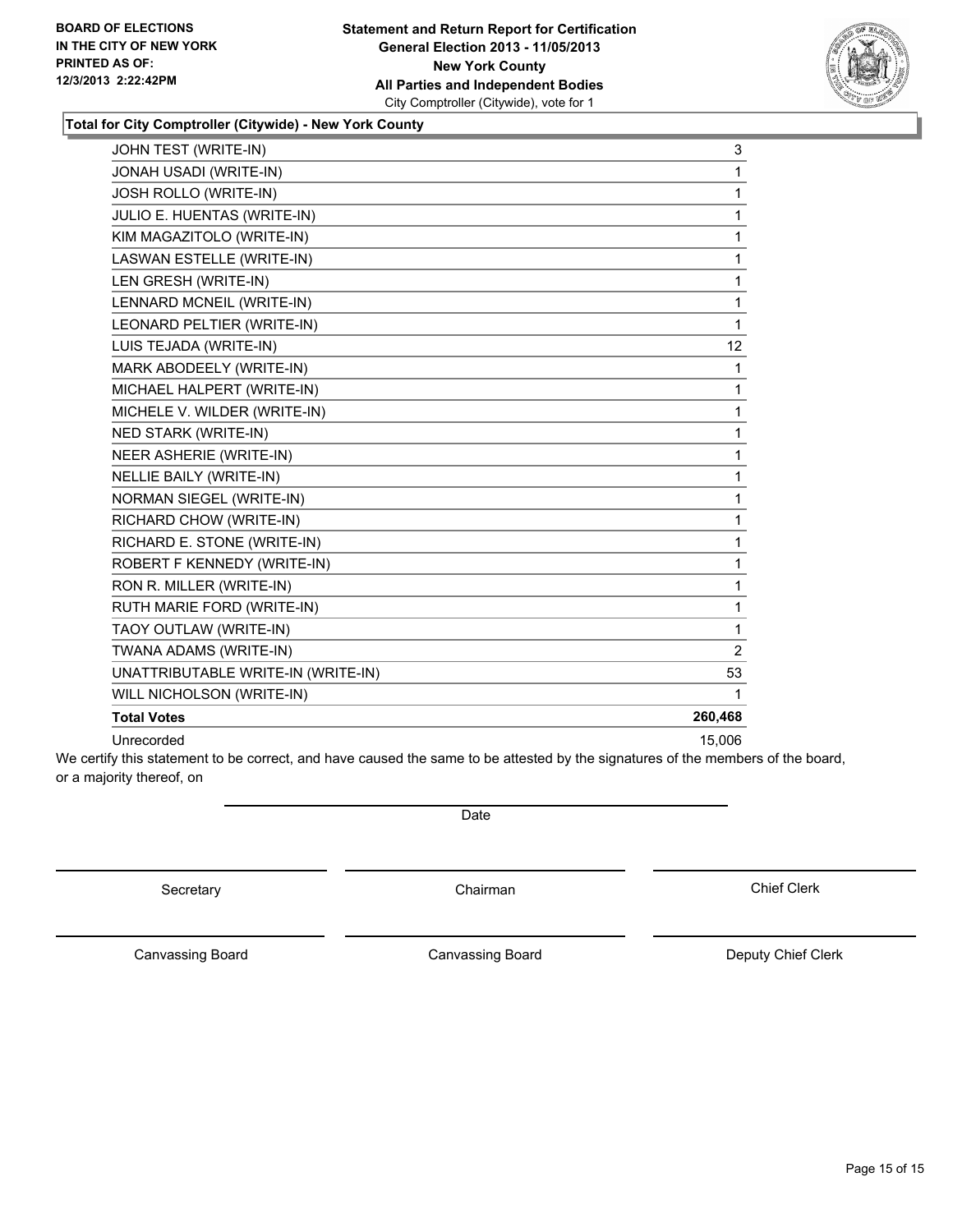**BOARD OF ELECTIONS IN THE CITY OF NEW YORK PRINTED AS OF: 12/3/2013 2:22:42PM**

**Statement and Return Report for Certification General Election 2013 - 11/05/2013 New York County All Parties and Independent Bodies**
City Comptroller (Citywide), vote for 1

**Total for City Comptroller (Citywide) - New York County**

| | |
|---|---|
| JOHN TEST (WRITE-IN) | 3 |
| JONAH USADI (WRITE-IN) | 1 |
| JOSH ROLLO (WRITE-IN) | 1 |
| JULIO E. HUENTAS (WRITE-IN) | 1 |
| KIM MAGAZITOLO (WRITE-IN) | 1 |
| LASWAN ESTELLE (WRITE-IN) | 1 |
| LEN GRESH (WRITE-IN) | 1 |
| LENNARD MCNEIL (WRITE-IN) | 1 |
| LEONARD PELTIER (WRITE-IN) | 1 |
| LUIS TEJADA (WRITE-IN) | 12 |
| MARK ABODEELY (WRITE-IN) | 1 |
| MICHAEL HALPERT (WRITE-IN) | 1 |
| MICHELE V. WILDER (WRITE-IN) | 1 |
| NED STARK (WRITE-IN) | 1 |
| NEER ASHERIE (WRITE-IN) | 1 |
| NELLIE BAILY (WRITE-IN) | 1 |
| NORMAN SIEGEL (WRITE-IN) | 1 |
| RICHARD CHOW (WRITE-IN) | 1 |
| RICHARD E. STONE (WRITE-IN) | 1 |
| ROBERT F KENNEDY (WRITE-IN) | 1 |
| RON R. MILLER (WRITE-IN) | 1 |
| RUTH MARIE FORD (WRITE-IN) | 1 |
| TAOY OUTLAW (WRITE-IN) | 1 |
| TWANA ADAMS (WRITE-IN) | 2 |
| UNATTRIBUTABLE WRITE-IN (WRITE-IN) | 53 |
| WILL NICHOLSON (WRITE-IN) | 1 |
| **Total Votes** | **260,468** |
| Unrecorded | 15,006 |

We certify this statement to be correct, and have caused the same to be attested by the signatures of the members of the board, or a majority thereof, on

Date

Secretary | Chairman | Chief Clerk

Canvassing Board | Canvassing Board | Deputy Chief Clerk